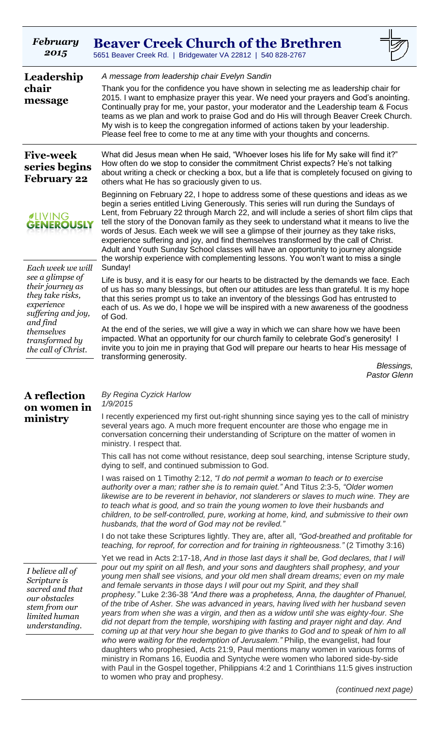**February 2015**

# Beaver Creek Church of the Brethren

5651 Beaver Creek Rd. | Bridgewater VA 22812 | 540 828-2767

## Leadership chair message

*A message from leadership chair Evelyn Sandin*

Thank you for the confidence you have shown in selecting me as leadership chair for 2015. I want to emphasize prayer this year. We need your prayers and God's anointing. Continually pray for me, your pastor, your moderator and the Leadership team & Focus teams as we plan and work to praise God and do His will through Beaver Creek Church. My wish is to keep the congregation informed of actions taken by your leadership. Please feel free to come to me at any time with your thoughts and concerns.

## Five-week series begins February 22

LIVING GENEROUSLY

What did Jesus mean when He said, "Whoever loses his life for My sake will find it?" How often do we stop to consider the commitment Christ expects? He's not talking about writing a check or checking a box, but a life that is completely focused on giving to others what He has so graciously given to us.

Beginning on February 22, I hope to address some of these questions and ideas as we begin a series entitled Living Generously. This series will run during the Sundays of Lent, from February 22 through March 22, and will include a series of short film clips that tell the story of the Donovan family as they seek to understand what it means to live the words of Jesus. Each week we will see a glimpse of their journey as they take risks, experience suffering and joy, and find themselves transformed by the call of Christ. Adult and Youth Sunday School classes will have an opportunity to journey alongside the worship experience with complementing lessons. You won't want to miss a single Sunday!

*Each week we will see a glimpse of their journey as they take risks, experience suffering and joy, and find themselves transformed by the call of Christ.*

Life is busy, and it is easy for our hearts to be distracted by the demands we face. Each of us has so many blessings, but often our attitudes are less than grateful. It is my hope that this series prompt us to take an inventory of the blessings God has entrusted to each of us. As we do, I hope we will be inspired with a new awareness of the goodness of God.

At the end of the series, we will give a way in which we can share how we have been impacted. What an opportunity for our church family to celebrate God's generosity! I invite you to join me in praying that God will prepare our hearts to hear His message of transforming generosity.

*Blessings,*
*Pastor Glenn*

## A reflection on women in ministry

*By Regina Cyzick Harlow*
*1/9/2015*

I recently experienced my first out-right shunning since saying yes to the call of ministry several years ago. A much more frequent encounter are those who engage me in conversation concerning their understanding of Scripture on the matter of women in ministry. I respect that.

This call has not come without resistance, deep soul searching, intense Scripture study, dying to self, and continued submission to God.

I was raised on 1 Timothy 2:12, *"I do not permit a woman to teach or to exercise authority over a man; rather she is to remain quiet."* And Titus 2:3-5, *"Older women likewise are to be reverent in behavior, not slanderers or slaves to much wine. They are to teach what is good, and so train the young women to love their husbands and children, to be self-controlled, pure, working at home, kind, and submissive to their own husbands, that the word of God may not be reviled."*

I do not take these Scriptures lightly. They are, after all, *"God-breathed and profitable for teaching, for reproof, for correction and for training in righteousness."* (2 Timothy 3:16)

*I believe all of Scripture is sacred and that our obstacles stem from our limited human understanding.*

Yet we read in Acts 2:17-18, *And in those last days it shall be, God declares, that I will pour out my spirit on all flesh, and your sons and daughters shall prophesy, and your young men shall see visions, and your old men shall dream dreams; even on my male and female servants in those days I will pour out my Spirit, and they shall prophesy."* Luke 2:36-38 *"And there was a prophetess, Anna, the daughter of Phanuel, of the tribe of Asher. She was advanced in years, having lived with her husband seven years from when she was a virgin, and then as a widow until she was eighty-four. She did not depart from the temple, worshiping with fasting and prayer night and day. And coming up at that very hour she began to give thanks to God and to speak of him to all who were waiting for the redemption of Jerusalem."* Philip, the evangelist, had four daughters who prophesied, Acts 21:9, Paul mentions many women in various forms of ministry in Romans 16, Euodia and Syntyche were women who labored side-by-side with Paul in the Gospel together, Philippians 4:2 and 1 Corinthians 11:5 gives instruction to women who pray and prophesy.

*(continued next page)*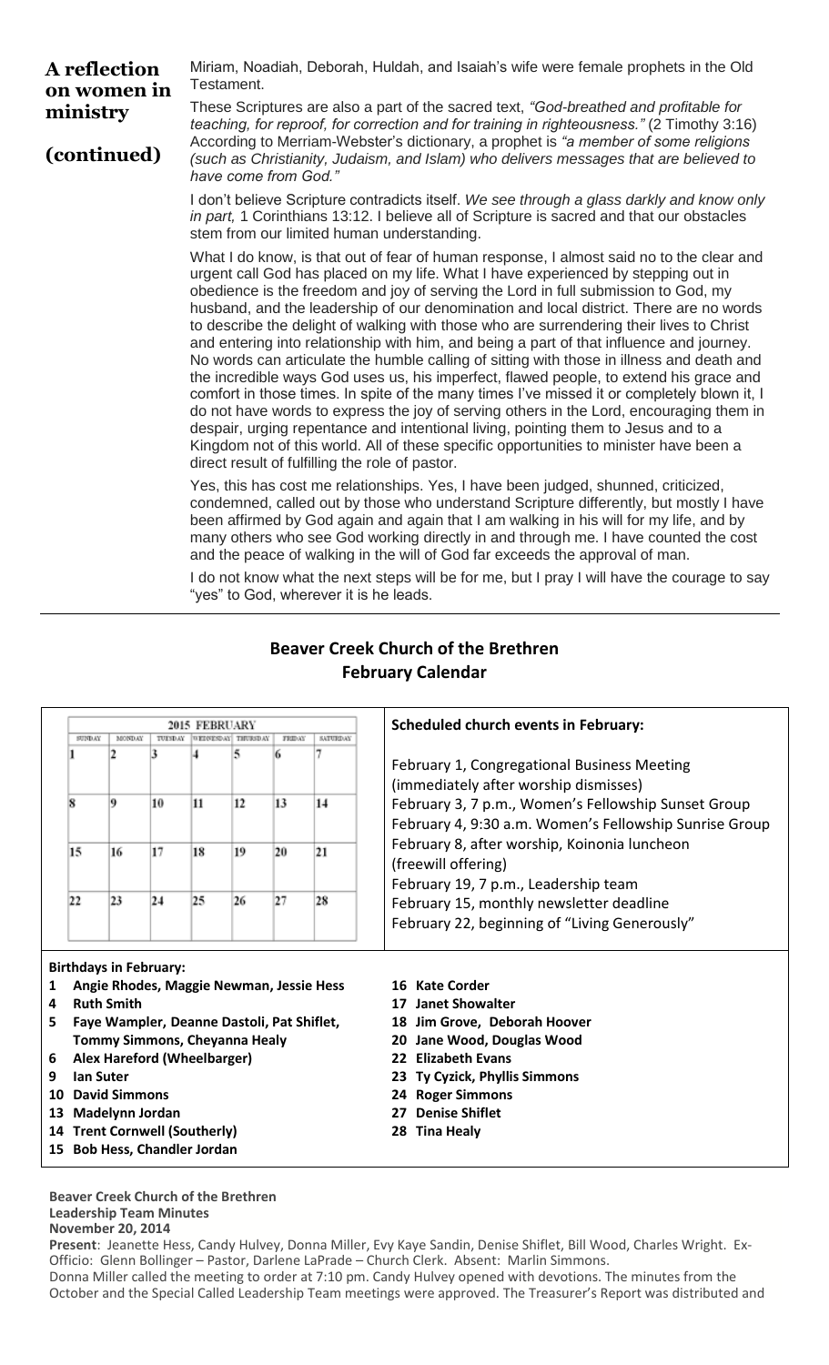## A reflection on women in ministry (continued)

Miriam, Noadiah, Deborah, Huldah, and Isaiah's wife were female prophets in the Old Testament.

These Scriptures are also a part of the sacred text, *"God-breathed and profitable for teaching, for reproof, for correction and for training in righteousness."* (2 Timothy 3:16) According to Merriam-Webster's dictionary, a prophet is *"a member of some religions (such as Christianity, Judaism, and Islam) who delivers messages that are believed to have come from God."*

I don't believe Scripture contradicts itself. *We see through a glass darkly and know only in part,* 1 Corinthians 13:12. I believe all of Scripture is sacred and that our obstacles stem from our limited human understanding.

What I do know, is that out of fear of human response, I almost said no to the clear and urgent call God has placed on my life. What I have experienced by stepping out in obedience is the freedom and joy of serving the Lord in full submission to God, my husband, and the leadership of our denomination and local district. There are no words to describe the delight of walking with those who are surrendering their lives to Christ and entering into relationship with him, and being a part of that influence and journey. No words can articulate the humble calling of sitting with those in illness and death and the incredible ways God uses us, his imperfect, flawed people, to extend his grace and comfort in those times. In spite of the many times I've missed it or completely blown it, I do not have words to express the joy of serving others in the Lord, encouraging them in despair, urging repentance and intentional living, pointing them to Jesus and to a Kingdom not of this world. All of these specific opportunities to minister have been a direct result of fulfilling the role of pastor.

Yes, this has cost me relationships. Yes, I have been judged, shunned, criticized, condemned, called out by those who understand Scripture differently, but mostly I have been affirmed by God again and again that I am walking in his will for my life, and by many others who see God working directly in and through me. I have counted the cost and the peace of walking in the will of God far exceeds the approval of man.

I do not know what the next steps will be for me, but I pray I will have the courage to say "yes" to God, wherever it is he leads.

---

## Beaver Creek Church of the Brethren
## February Calendar

**2015 FEBRUARY**

| SUNDAY | MONDAY | TUESDAY | WEDNESDAY | THURSDAY | FRIDAY | SATURDAY |
|---|---|---|---|---|---|---|
| 1 | 2 | 3 | 4 | 5 | 6 | 7 |
| 8 | 9 | 10 | 11 | 12 | 13 | 14 |
| 15 | 16 | 17 | 18 | 19 | 20 | 21 |
| 22 | 23 | 24 | 25 | 26 | 27 | 28 |

**Scheduled church events in February:**

February 1, Congregational Business Meeting (immediately after worship dismisses)
February 3, 7 p.m., Women's Fellowship Sunset Group
February 4, 9:30 a.m. Women's Fellowship Sunrise Group
February 8, after worship, Koinonia luncheon (freewill offering)
February 19, 7 p.m., Leadership team
February 15, monthly newsletter deadline
February 22, beginning of "Living Generously"

**Birthdays in February:**

- **1 Angie Rhodes, Maggie Newman, Jessie Hess**
- **4 Ruth Smith**
- **5 Faye Wampler, Deanne Dastoli, Pat Shiflet, Tommy Simmons, Cheyanna Healy**
- **6 Alex Hareford (Wheelbarger)**
- **9 Ian Suter**
- **10 David Simmons**
- **13 Madelynn Jordan**
- **14 Trent Cornwell (Southerly)**
- **15 Bob Hess, Chandler Jordan**
- **16 Kate Corder**
- **17 Janet Showalter**
- **18 Jim Grove, Deborah Hoover**
- **20 Jane Wood, Douglas Wood**
- **22 Elizabeth Evans**
- **23 Ty Cyzick, Phyllis Simmons**
- **24 Roger Simmons**
- **27 Denise Shiflet**
- **28 Tina Healy**

**Beaver Creek Church of the Brethren**
**Leadership Team Minutes**
**November 20, 2014**

**Present**: Jeanette Hess, Candy Hulvey, Donna Miller, Evy Kaye Sandin, Denise Shiflet, Bill Wood, Charles Wright. Ex-Officio: Glenn Bollinger – Pastor, Darlene LaPrade – Church Clerk. Absent: Marlin Simmons.
Donna Miller called the meeting to order at 7:10 pm. Candy Hulvey opened with devotions. The minutes from the October and the Special Called Leadership Team meetings were approved. The Treasurer's Report was distributed and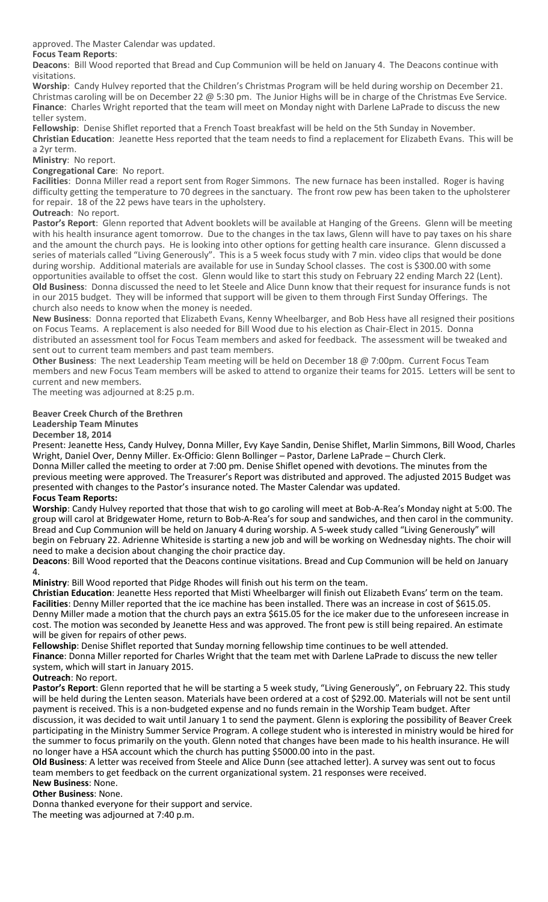approved. The Master Calendar was updated.

**Focus Team Reports**:

**Deacons**: Bill Wood reported that Bread and Cup Communion will be held on January 4. The Deacons continue with visitations.

**Worship**: Candy Hulvey reported that the Children's Christmas Program will be held during worship on December 21. Christmas caroling will be on December 22 @ 5:30 pm. The Junior Highs will be in charge of the Christmas Eve Service.

**Finance**: Charles Wright reported that the team will meet on Monday night with Darlene LaPrade to discuss the new teller system.

**Fellowship**: Denise Shiflet reported that a French Toast breakfast will be held on the 5th Sunday in November.

**Christian Education**: Jeanette Hess reported that the team needs to find a replacement for Elizabeth Evans. This will be a 2yr term.

**Ministry**: No report.

**Congregational Care**: No report.

**Facilities**: Donna Miller read a report sent from Roger Simmons. The new furnace has been installed. Roger is having difficulty getting the temperature to 70 degrees in the sanctuary. The front row pew has been taken to the upholsterer for repair. 18 of the 22 pews have tears in the upholstery.

**Outreach**: No report.

**Pastor's Report**: Glenn reported that Advent booklets will be available at Hanging of the Greens. Glenn will be meeting with his health insurance agent tomorrow. Due to the changes in the tax laws, Glenn will have to pay taxes on his share and the amount the church pays. He is looking into other options for getting health care insurance. Glenn discussed a series of materials called "Living Generously". This is a 5 week focus study with 7 min. video clips that would be done during worship. Additional materials are available for use in Sunday School classes. The cost is $300.00 with some opportunities available to offset the cost. Glenn would like to start this study on February 22 ending March 22 (Lent).

**Old Business**: Donna discussed the need to let Steele and Alice Dunn know that their request for insurance funds is not in our 2015 budget. They will be informed that support will be given to them through First Sunday Offerings. The church also needs to know when the money is needed.

**New Business**: Donna reported that Elizabeth Evans, Kenny Wheelbarger, and Bob Hess have all resigned their positions on Focus Teams. A replacement is also needed for Bill Wood due to his election as Chair-Elect in 2015. Donna distributed an assessment tool for Focus Team members and asked for feedback. The assessment will be tweaked and sent out to current team members and past team members.

**Other Business**: The next Leadership Team meeting will be held on December 18 @ 7:00pm. Current Focus Team members and new Focus Team members will be asked to attend to organize their teams for 2015. Letters will be sent to current and new members.

The meeting was adjourned at 8:25 p.m.

**Beaver Creek Church of the Brethren**

**Leadership Team Minutes**

**December 18, 2014**

Present: Jeanette Hess, Candy Hulvey, Donna Miller, Evy Kaye Sandin, Denise Shiflet, Marlin Simmons, Bill Wood, Charles Wright, Daniel Over, Denny Miller. Ex-Officio: Glenn Bollinger – Pastor, Darlene LaPrade – Church Clerk.

Donna Miller called the meeting to order at 7:00 pm. Denise Shiflet opened with devotions. The minutes from the previous meeting were approved. The Treasurer's Report was distributed and approved. The adjusted 2015 Budget was presented with changes to the Pastor's insurance noted. The Master Calendar was updated.

**Focus Team Reports:**

**Worship**: Candy Hulvey reported that those that wish to go caroling will meet at Bob-A-Rea's Monday night at 5:00. The group will carol at Bridgewater Home, return to Bob-A-Rea's for soup and sandwiches, and then carol in the community. Bread and Cup Communion will be held on January 4 during worship. A 5-week study called "Living Generously" will begin on February 22. Adrienne Whiteside is starting a new job and will be working on Wednesday nights. The choir will need to make a decision about changing the choir practice day.

**Deacons**: Bill Wood reported that the Deacons continue visitations. Bread and Cup Communion will be held on January 4.

**Ministry**: Bill Wood reported that Pidge Rhodes will finish out his term on the team.

**Christian Education**: Jeanette Hess reported that Misti Wheelbarger will finish out Elizabeth Evans' term on the team.

**Facilities**: Denny Miller reported that the ice machine has been installed. There was an increase in cost of $615.05. Denny Miller made a motion that the church pays an extra $615.05 for the ice maker due to the unforeseen increase in cost. The motion was seconded by Jeanette Hess and was approved. The front pew is still being repaired. An estimate will be given for repairs of other pews.

**Fellowship**: Denise Shiflet reported that Sunday morning fellowship time continues to be well attended.

**Finance**: Donna Miller reported for Charles Wright that the team met with Darlene LaPrade to discuss the new teller system, which will start in January 2015.

**Outreach**: No report.

**Pastor's Report**: Glenn reported that he will be starting a 5 week study, "Living Generously", on February 22. This study will be held during the Lenten season. Materials have been ordered at a cost of $292.00. Materials will not be sent until payment is received. This is a non-budgeted expense and no funds remain in the Worship Team budget. After discussion, it was decided to wait until January 1 to send the payment. Glenn is exploring the possibility of Beaver Creek participating in the Ministry Summer Service Program. A college student who is interested in ministry would be hired for the summer to focus primarily on the youth. Glenn noted that changes have been made to his health insurance. He will no longer have a HSA account which the church has putting $5000.00 into in the past.

**Old Business**: A letter was received from Steele and Alice Dunn (see attached letter). A survey was sent out to focus team members to get feedback on the current organizational system. 21 responses were received.

**New Business**: None.

**Other Business**: None.

Donna thanked everyone for their support and service.

The meeting was adjourned at 7:40 p.m.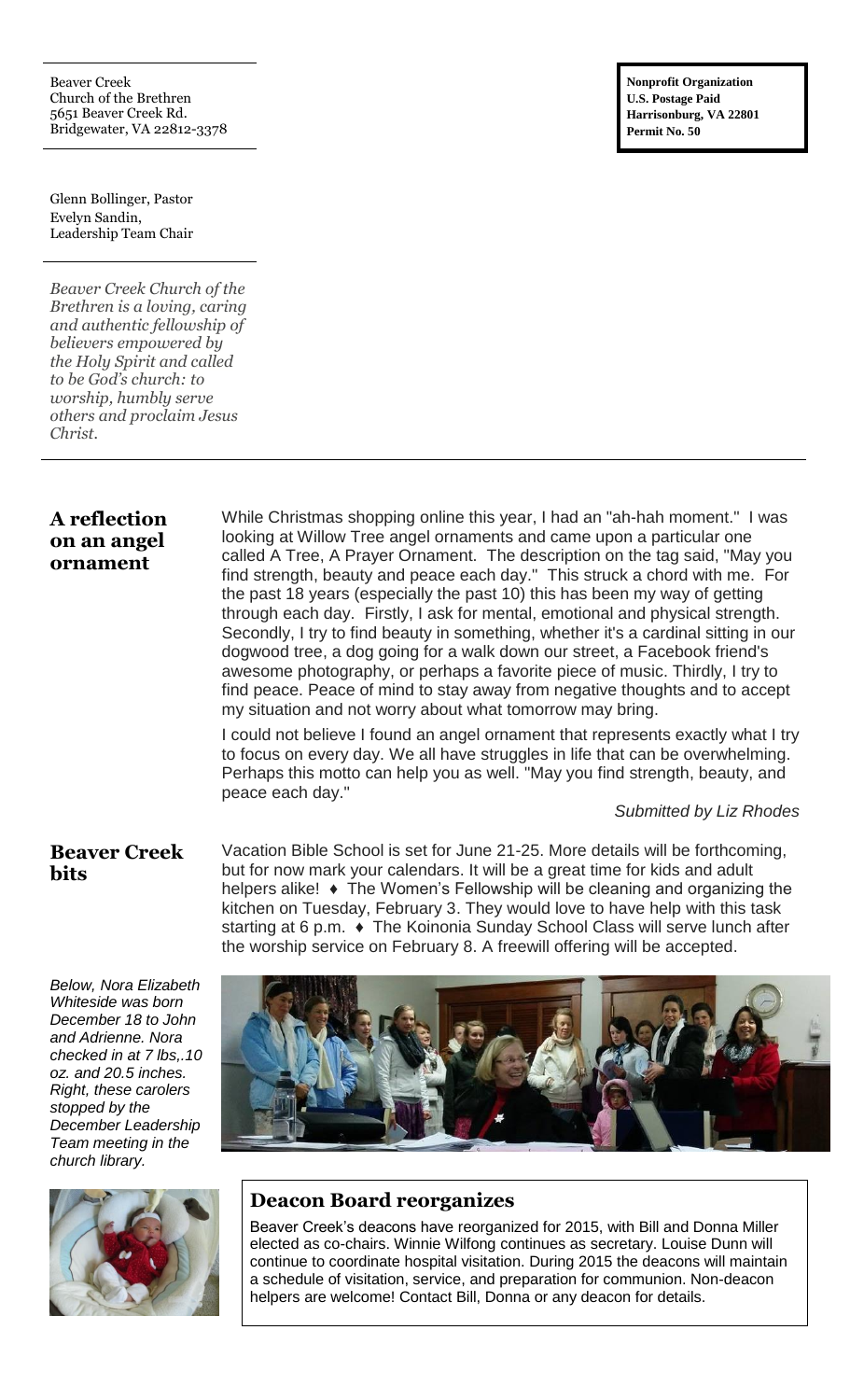Beaver Creek
Church of the Brethren
5651 Beaver Creek Rd.
Bridgewater, VA 22812-3378

**Nonprofit Organization**
**U.S. Postage Paid**
**Harrisonburg, VA 22801**
**Permit No. 50**

Glenn Bollinger, Pastor
Evelyn Sandin,
Leadership Team Chair

*Beaver Creek Church of the Brethren is a loving, caring and authentic fellowship of believers empowered by the Holy Spirit and called to be God's church: to worship, humbly serve others and proclaim Jesus Christ.*

## A reflection on an angel ornament

While Christmas shopping online this year, I had an "ah-hah moment." I was looking at Willow Tree angel ornaments and came upon a particular one called A Tree, A Prayer Ornament. The description on the tag said, "May you find strength, beauty and peace each day." This struck a chord with me. For the past 18 years (especially the past 10) this has been my way of getting through each day. Firstly, I ask for mental, emotional and physical strength. Secondly, I try to find beauty in something, whether it's a cardinal sitting in our dogwood tree, a dog going for a walk down our street, a Facebook friend's awesome photography, or perhaps a favorite piece of music. Thirdly, I try to find peace. Peace of mind to stay away from negative thoughts and to accept my situation and not worry about what tomorrow may bring.

I could not believe I found an angel ornament that represents exactly what I try to focus on every day. We all have struggles in life that can be overwhelming. Perhaps this motto can help you as well. "May you find strength, beauty, and peace each day."

*Submitted by Liz Rhodes*

## Beaver Creek bits

Vacation Bible School is set for June 21-25. More details will be forthcoming, but for now mark your calendars. It will be a great time for kids and adult helpers alike! ♦ The Women's Fellowship will be cleaning and organizing the kitchen on Tuesday, February 3. They would love to have help with this task starting at 6 p.m. ♦ The Koinonia Sunday School Class will serve lunch after the worship service on February 8. A freewill offering will be accepted.

*Below, Nora Elizabeth Whiteside was born December 18 to John and Adrienne. Nora checked in at 7 lbs,.10 oz. and 20.5 inches. Right, these carolers stopped by the December Leadership Team meeting in the church library.*

## Deacon Board reorganizes

Beaver Creek's deacons have reorganized for 2015, with Bill and Donna Miller elected as co-chairs. Winnie Wilfong continues as secretary. Louise Dunn will continue to coordinate hospital visitation. During 2015 the deacons will maintain a schedule of visitation, service, and preparation for communion. Non-deacon helpers are welcome! Contact Bill, Donna or any deacon for details.